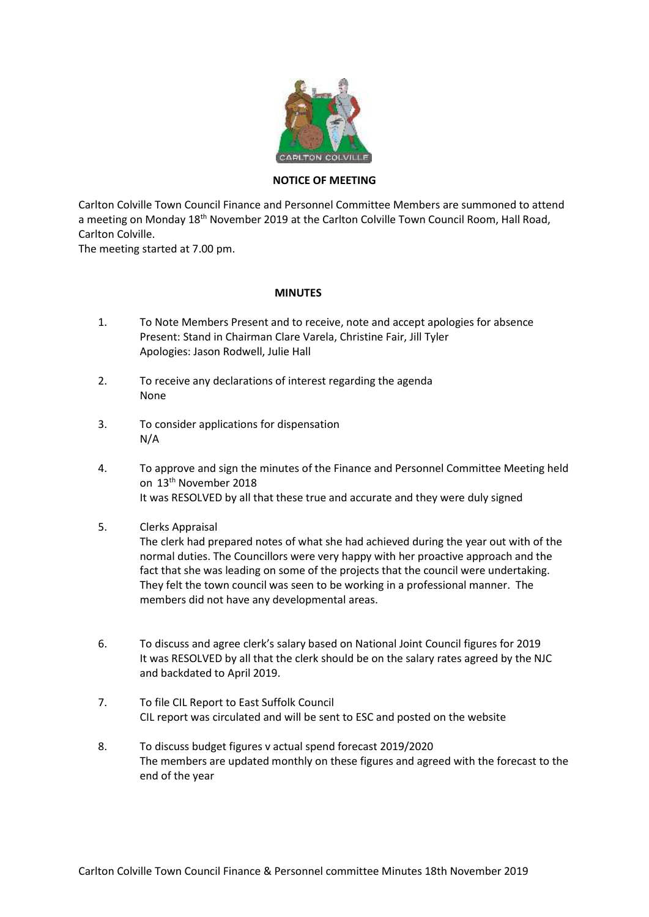**NOTICE OF MEETING**

Carlton Colville Town Council Finance and Personnel Committee Members are summoned to attend a meeting on Monday 18th November 2019 at the Carlton Colville Town Council Room, Hall Road, Carlton Colville.
The meeting started at 7.00 pm.

**MINUTES**

1. To Note Members Present and to receive, note and accept apologies for absence
   Present: Stand in Chairman Clare Varela, Christine Fair, Jill Tyler
   Apologies: Jason Rodwell, Julie Hall

2. To receive any declarations of interest regarding the agenda
   None

3. To consider applications for dispensation
   N/A

4. To approve and sign the minutes of the Finance and Personnel Committee Meeting held on 13th November 2018
   It was RESOLVED by all that these true and accurate and they were duly signed

5. Clerks Appraisal
   The clerk had prepared notes of what she had achieved during the year out with of the normal duties. The Councillors were very happy with her proactive approach and the fact that she was leading on some of the projects that the council were undertaking. They felt the town council was seen to be working in a professional manner. The members did not have any developmental areas.

6. To discuss and agree clerk's salary based on National Joint Council figures for 2019
   It was RESOLVED by all that the clerk should be on the salary rates agreed by the NJC and backdated to April 2019.

7. To file CIL Report to East Suffolk Council
   CIL report was circulated and will be sent to ESC and posted on the website

8. To discuss budget figures v actual spend forecast 2019/2020
   The members are updated monthly on these figures and agreed with the forecast to the end of the year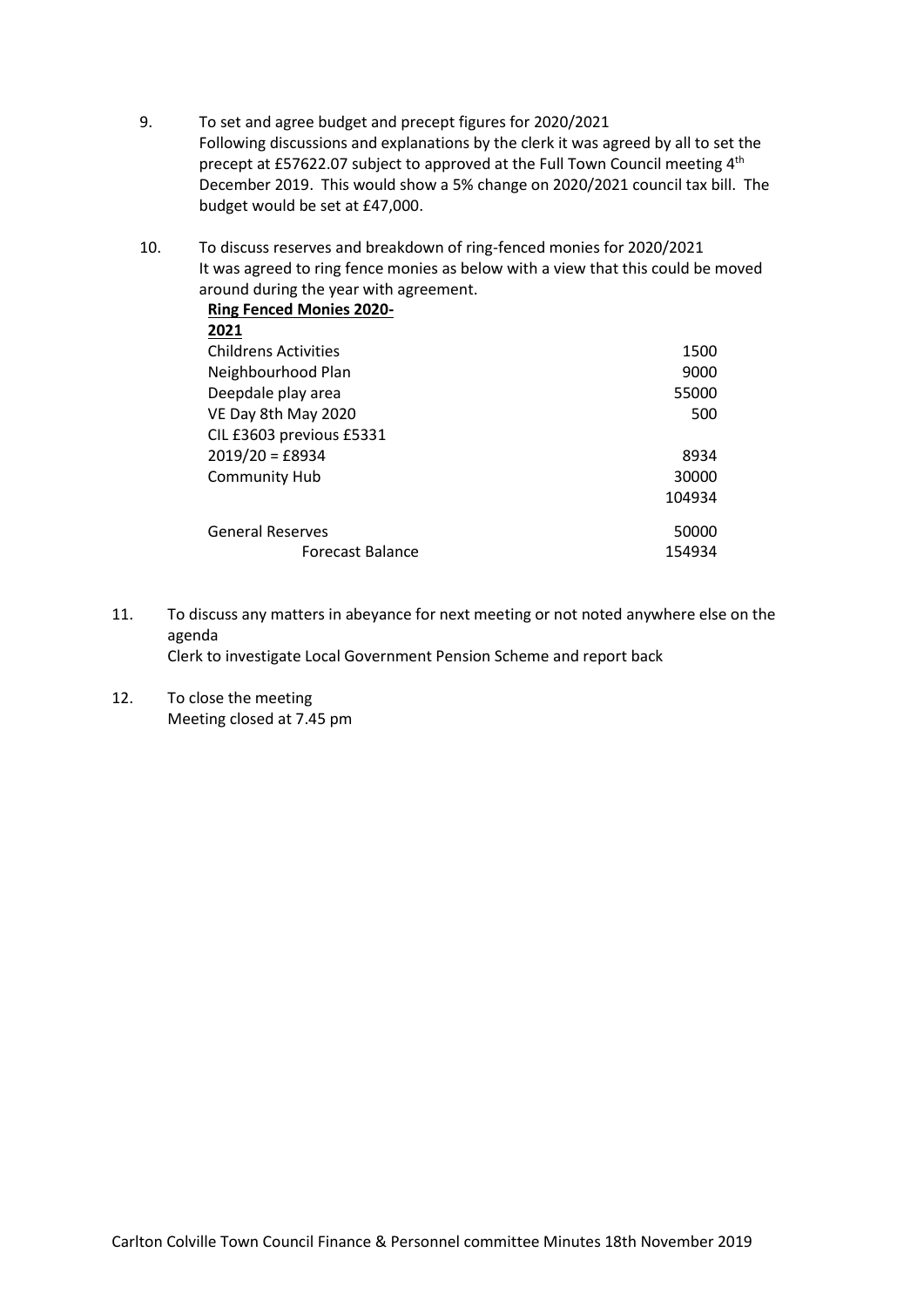9. To set and agree budget and precept figures for 2020/2021
   Following discussions and explanations by the clerk it was agreed by all to set the precept at £57622.07 subject to approved at the Full Town Council meeting 4th December 2019. This would show a 5% change on 2020/2021 council tax bill. The budget would be set at £47,000.

10. To discuss reserves and breakdown of ring-fenced monies for 2020/2021
    It was agreed to ring fence monies as below with a view that this could be moved around during the year with agreement.

| **Ring Fenced Monies 2020-2021** | |
|---|---|
| Childrens Activities | 1500 |
| Neighbourhood Plan | 9000 |
| Deepdale play area | 55000 |
| VE Day 8th May 2020 | 500 |
| CIL £3603 previous £5331 2019/20 = £8934 | 8934 |
| Community Hub | 30000 |
| | 104934 |
| General Reserves | 50000 |
| Forecast Balance | 154934 |

11. To discuss any matters in abeyance for next meeting or not noted anywhere else on the agenda
    Clerk to investigate Local Government Pension Scheme and report back

12. To close the meeting
    Meeting closed at 7.45 pm